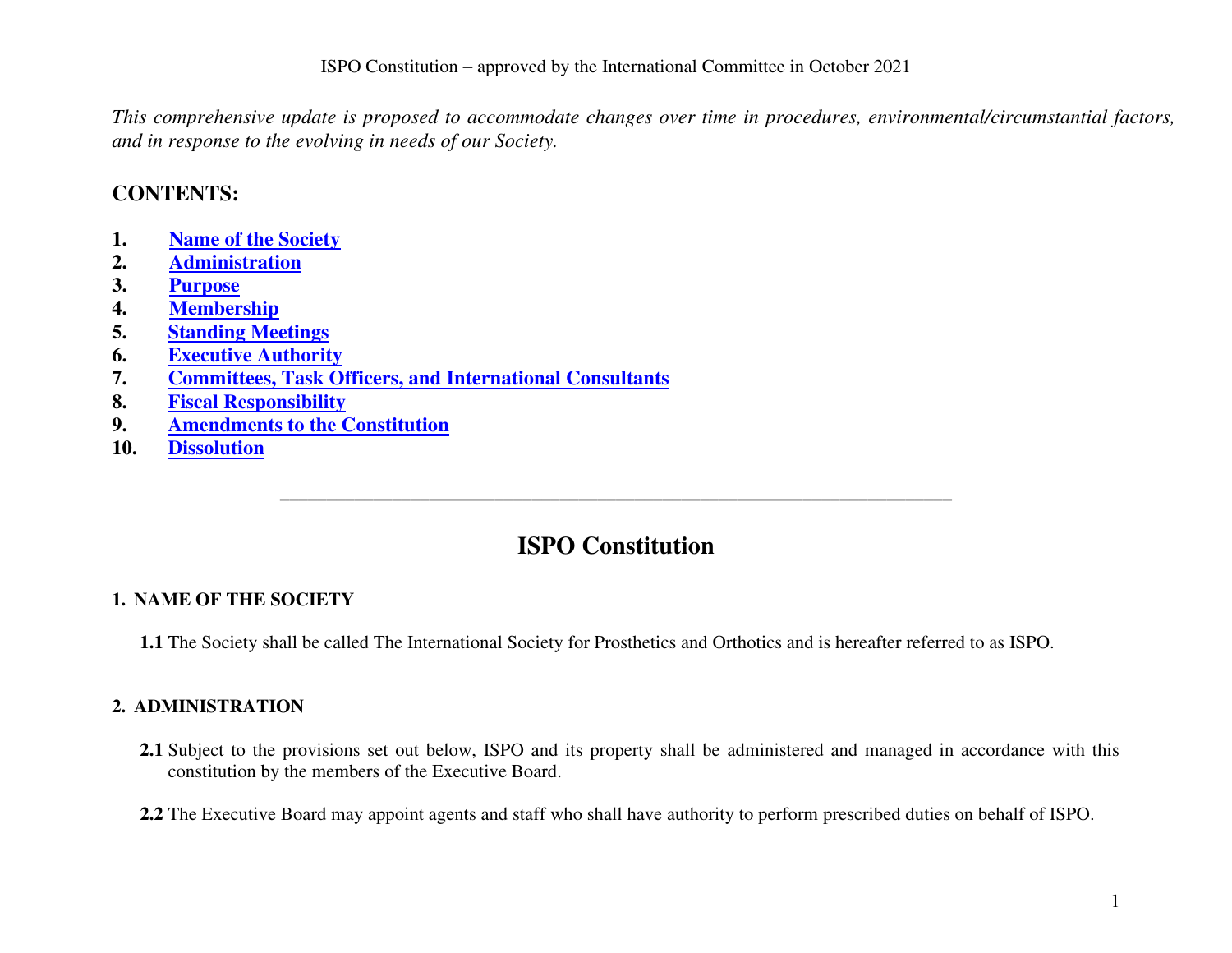ISPO Constitution – approved by the International Committee in October 2021

*This comprehensive update is proposed to accommodate changes over time in procedures, environmental/circumstantial factors, and in response to the evolving in needs of our Society.*

## CONTENTS:

1. **Name of the Society**
2. **Administration**
3. **Purpose**
4. **Membership**
5. **Standing Meetings**
6. **Executive Authority**
7. **Committees, Task Officers, and International Consultants**
8. **Fiscal Responsibility**
9. **Amendments to the Constitution**
10. **Dissolution**

---

# ISPO Constitution

### 1. NAME OF THE SOCIETY

**1.1** The Society shall be called The International Society for Prosthetics and Orthotics and is hereafter referred to as ISPO.

### 2. ADMINISTRATION

**2.1** Subject to the provisions set out below, ISPO and its property shall be administered and managed in accordance with this constitution by the members of the Executive Board.

**2.2** The Executive Board may appoint agents and staff who shall have authority to perform prescribed duties on behalf of ISPO.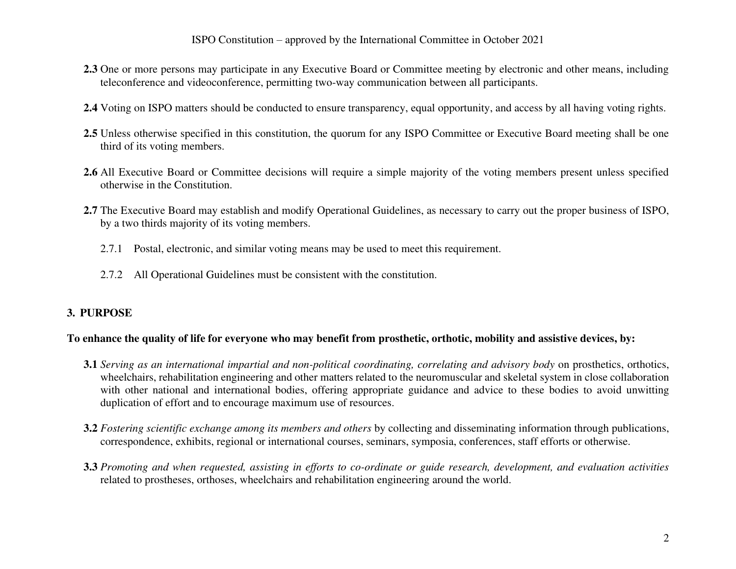**2.3** One or more persons may participate in any Executive Board or Committee meeting by electronic and other means, including teleconference and videoconference, permitting two-way communication between all participants.

**2.4** Voting on ISPO matters should be conducted to ensure transparency, equal opportunity, and access by all having voting rights.

**2.5** Unless otherwise specified in this constitution, the quorum for any ISPO Committee or Executive Board meeting shall be one third of its voting members.

**2.6** All Executive Board or Committee decisions will require a simple majority of the voting members present unless specified otherwise in the Constitution.

**2.7** The Executive Board may establish and modify Operational Guidelines, as necessary to carry out the proper business of ISPO, by a two thirds majority of its voting members.

2.7.1 Postal, electronic, and similar voting means may be used to meet this requirement.

2.7.2 All Operational Guidelines must be consistent with the constitution.

## 3. PURPOSE

**To enhance the quality of life for everyone who may benefit from prosthetic, orthotic, mobility and assistive devices, by:**

**3.1** *Serving as an international impartial and non-political coordinating, correlating and advisory body* on prosthetics, orthotics, wheelchairs, rehabilitation engineering and other matters related to the neuromuscular and skeletal system in close collaboration with other national and international bodies, offering appropriate guidance and advice to these bodies to avoid unwitting duplication of effort and to encourage maximum use of resources.

**3.2** *Fostering scientific exchange among its members and others* by collecting and disseminating information through publications, correspondence, exhibits, regional or international courses, seminars, symposia, conferences, staff efforts or otherwise.

**3.3** *Promoting and when requested, assisting in efforts to co-ordinate or guide research, development, and evaluation activities* related to prostheses, orthoses, wheelchairs and rehabilitation engineering around the world.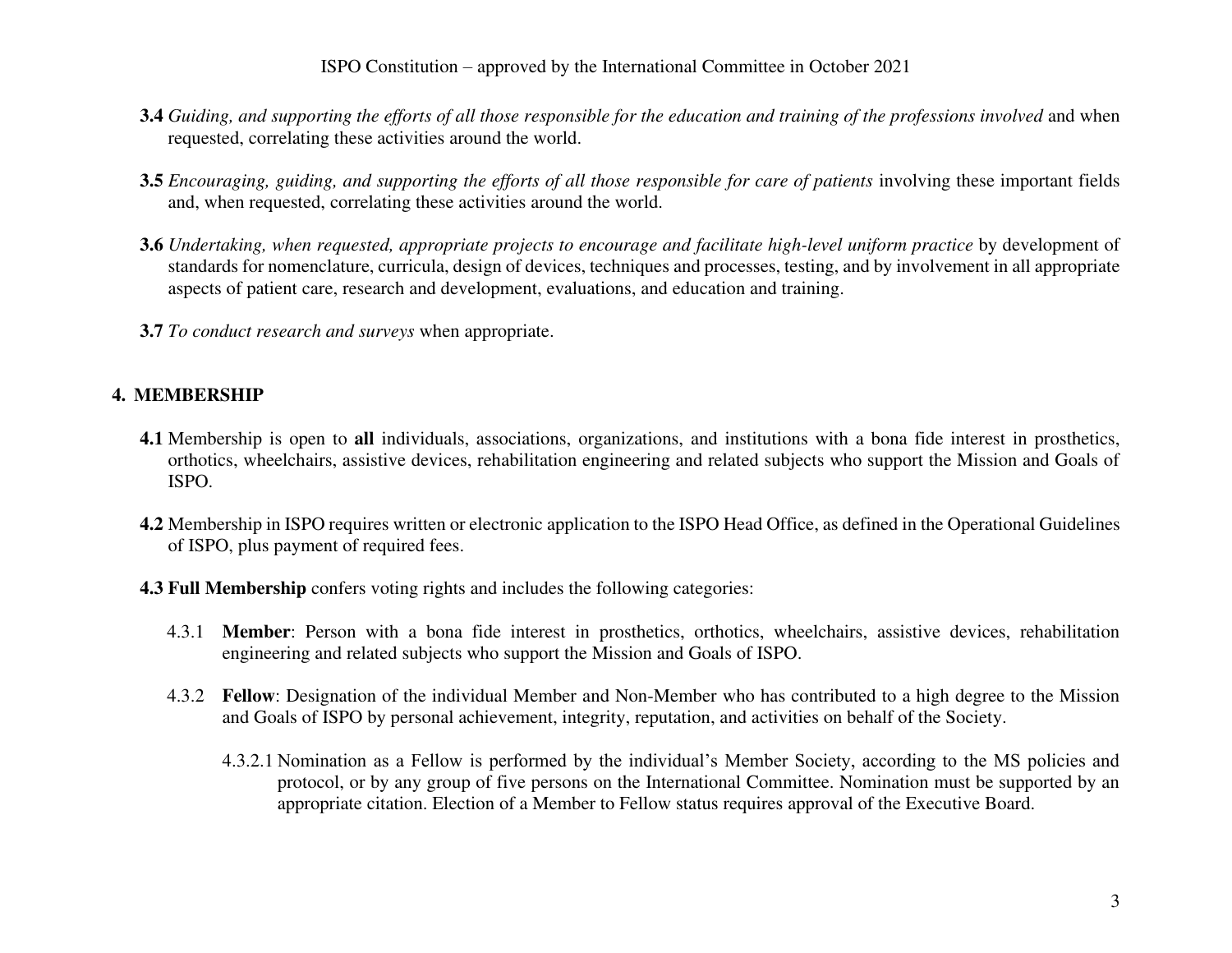**3.4** *Guiding, and supporting the efforts of all those responsible for the education and training of the professions involved* and when requested, correlating these activities around the world.

**3.5** *Encouraging, guiding, and supporting the efforts of all those responsible for care of patients* involving these important fields and, when requested, correlating these activities around the world.

**3.6** *Undertaking, when requested, appropriate projects to encourage and facilitate high-level uniform practice* by development of standards for nomenclature, curricula, design of devices, techniques and processes, testing, and by involvement in all appropriate aspects of patient care, research and development, evaluations, and education and training.

**3.7** *To conduct research and surveys* when appropriate.

## 4. MEMBERSHIP

**4.1** Membership is open to **all** individuals, associations, organizations, and institutions with a bona fide interest in prosthetics, orthotics, wheelchairs, assistive devices, rehabilitation engineering and related subjects who support the Mission and Goals of ISPO.

**4.2** Membership in ISPO requires written or electronic application to the ISPO Head Office, as defined in the Operational Guidelines of ISPO, plus payment of required fees.

**4.3 Full Membership** confers voting rights and includes the following categories:

4.3.1 **Member**: Person with a bona fide interest in prosthetics, orthotics, wheelchairs, assistive devices, rehabilitation engineering and related subjects who support the Mission and Goals of ISPO.

4.3.2 **Fellow**: Designation of the individual Member and Non-Member who has contributed to a high degree to the Mission and Goals of ISPO by personal achievement, integrity, reputation, and activities on behalf of the Society.

4.3.2.1 Nomination as a Fellow is performed by the individual's Member Society, according to the MS policies and protocol, or by any group of five persons on the International Committee. Nomination must be supported by an appropriate citation. Election of a Member to Fellow status requires approval of the Executive Board.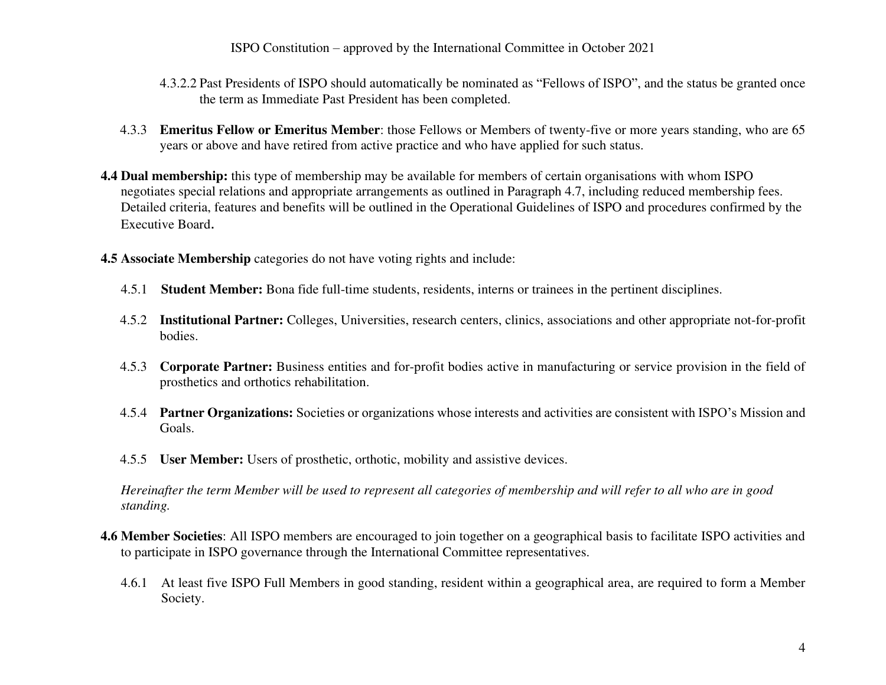4.3.2.2 Past Presidents of ISPO should automatically be nominated as "Fellows of ISPO", and the status be granted once the term as Immediate Past President has been completed.

4.3.3 **Emeritus Fellow or Emeritus Member**: those Fellows or Members of twenty-five or more years standing, who are 65 years or above and have retired from active practice and who have applied for such status.

**4.4 Dual membership:** this type of membership may be available for members of certain organisations with whom ISPO negotiates special relations and appropriate arrangements as outlined in Paragraph 4.7, including reduced membership fees. Detailed criteria, features and benefits will be outlined in the Operational Guidelines of ISPO and procedures confirmed by the Executive Board.

**4.5 Associate Membership** categories do not have voting rights and include:

4.5.1 **Student Member:** Bona fide full-time students, residents, interns or trainees in the pertinent disciplines.

4.5.2 **Institutional Partner:** Colleges, Universities, research centers, clinics, associations and other appropriate not-for-profit bodies.

4.5.3 **Corporate Partner:** Business entities and for-profit bodies active in manufacturing or service provision in the field of prosthetics and orthotics rehabilitation.

4.5.4 **Partner Organizations:** Societies or organizations whose interests and activities are consistent with ISPO's Mission and Goals.

4.5.5 **User Member:** Users of prosthetic, orthotic, mobility and assistive devices.

*Hereinafter the term Member will be used to represent all categories of membership and will refer to all who are in good standing.*

**4.6 Member Societies**: All ISPO members are encouraged to join together on a geographical basis to facilitate ISPO activities and to participate in ISPO governance through the International Committee representatives.

4.6.1 At least five ISPO Full Members in good standing, resident within a geographical area, are required to form a Member Society.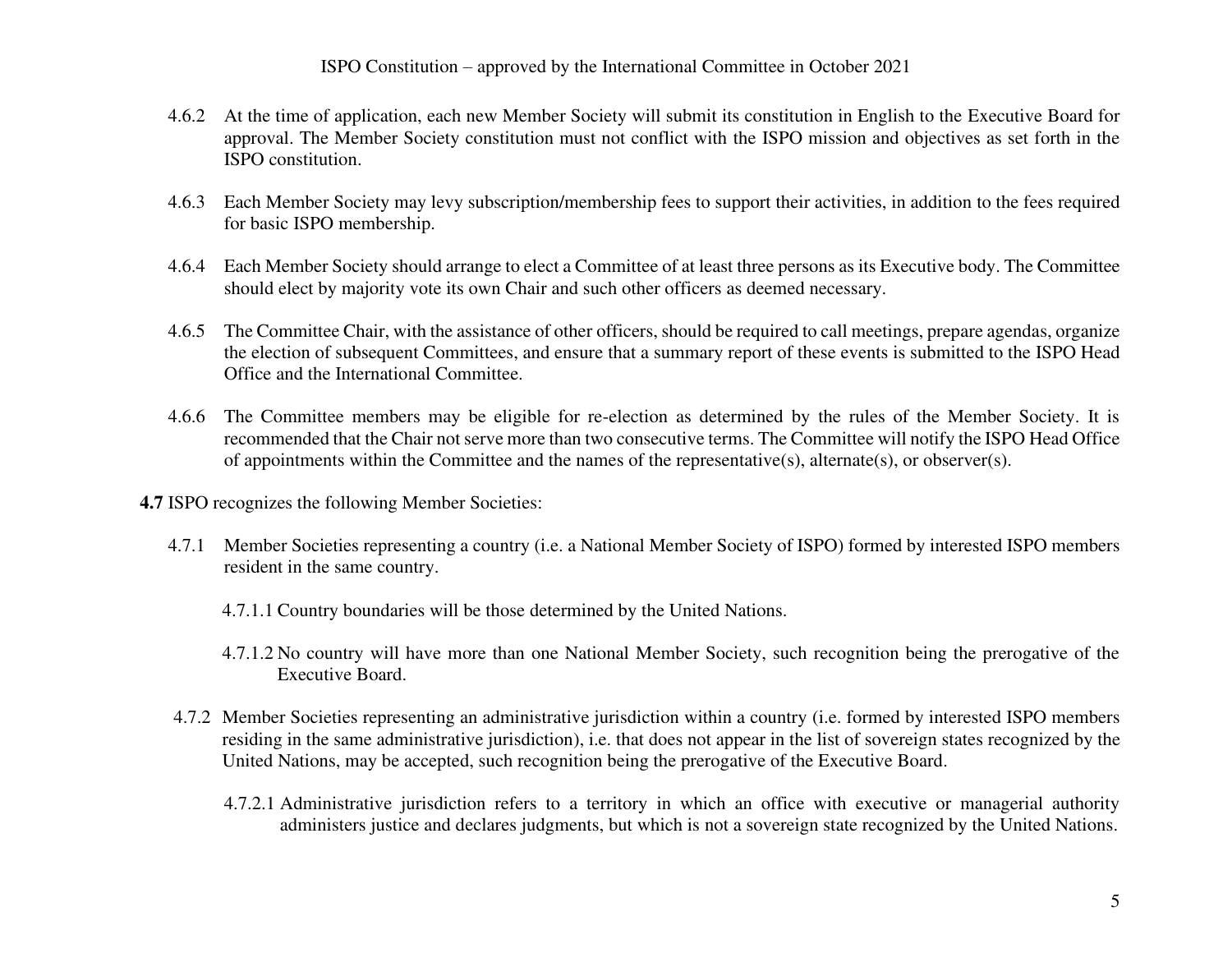4.6.2 At the time of application, each new Member Society will submit its constitution in English to the Executive Board for approval. The Member Society constitution must not conflict with the ISPO mission and objectives as set forth in the ISPO constitution.

4.6.3 Each Member Society may levy subscription/membership fees to support their activities, in addition to the fees required for basic ISPO membership.

4.6.4 Each Member Society should arrange to elect a Committee of at least three persons as its Executive body. The Committee should elect by majority vote its own Chair and such other officers as deemed necessary.

4.6.5 The Committee Chair, with the assistance of other officers, should be required to call meetings, prepare agendas, organize the election of subsequent Committees, and ensure that a summary report of these events is submitted to the ISPO Head Office and the International Committee.

4.6.6 The Committee members may be eligible for re-election as determined by the rules of the Member Society. It is recommended that the Chair not serve more than two consecutive terms. The Committee will notify the ISPO Head Office of appointments within the Committee and the names of the representative(s), alternate(s), or observer(s).

**4.7** ISPO recognizes the following Member Societies:

4.7.1 Member Societies representing a country (i.e. a National Member Society of ISPO) formed by interested ISPO members resident in the same country.

4.7.1.1 Country boundaries will be those determined by the United Nations.

4.7.1.2 No country will have more than one National Member Society, such recognition being the prerogative of the Executive Board.

4.7.2 Member Societies representing an administrative jurisdiction within a country (i.e. formed by interested ISPO members residing in the same administrative jurisdiction), i.e. that does not appear in the list of sovereign states recognized by the United Nations, may be accepted, such recognition being the prerogative of the Executive Board.

4.7.2.1 Administrative jurisdiction refers to a territory in which an office with executive or managerial authority administers justice and declares judgments, but which is not a sovereign state recognized by the United Nations.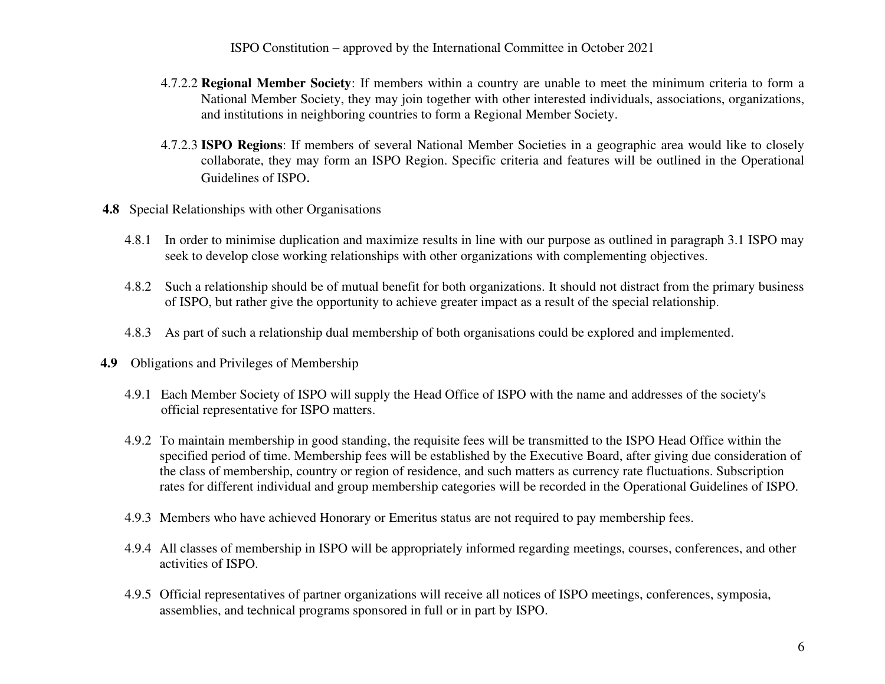4.7.2.2 **Regional Member Society**: If members within a country are unable to meet the minimum criteria to form a National Member Society, they may join together with other interested individuals, associations, organizations, and institutions in neighboring countries to form a Regional Member Society.

4.7.2.3 **ISPO Regions**: If members of several National Member Societies in a geographic area would like to closely collaborate, they may form an ISPO Region. Specific criteria and features will be outlined in the Operational Guidelines of ISPO.

**4.8** Special Relationships with other Organisations

4.8.1 In order to minimise duplication and maximize results in line with our purpose as outlined in paragraph 3.1 ISPO may seek to develop close working relationships with other organizations with complementing objectives.

4.8.2 Such a relationship should be of mutual benefit for both organizations. It should not distract from the primary business of ISPO, but rather give the opportunity to achieve greater impact as a result of the special relationship.

4.8.3 As part of such a relationship dual membership of both organisations could be explored and implemented.

**4.9** Obligations and Privileges of Membership

4.9.1 Each Member Society of ISPO will supply the Head Office of ISPO with the name and addresses of the society's official representative for ISPO matters.

4.9.2 To maintain membership in good standing, the requisite fees will be transmitted to the ISPO Head Office within the specified period of time. Membership fees will be established by the Executive Board, after giving due consideration of the class of membership, country or region of residence, and such matters as currency rate fluctuations. Subscription rates for different individual and group membership categories will be recorded in the Operational Guidelines of ISPO.

4.9.3 Members who have achieved Honorary or Emeritus status are not required to pay membership fees.

4.9.4 All classes of membership in ISPO will be appropriately informed regarding meetings, courses, conferences, and other activities of ISPO.

4.9.5 Official representatives of partner organizations will receive all notices of ISPO meetings, conferences, symposia, assemblies, and technical programs sponsored in full or in part by ISPO.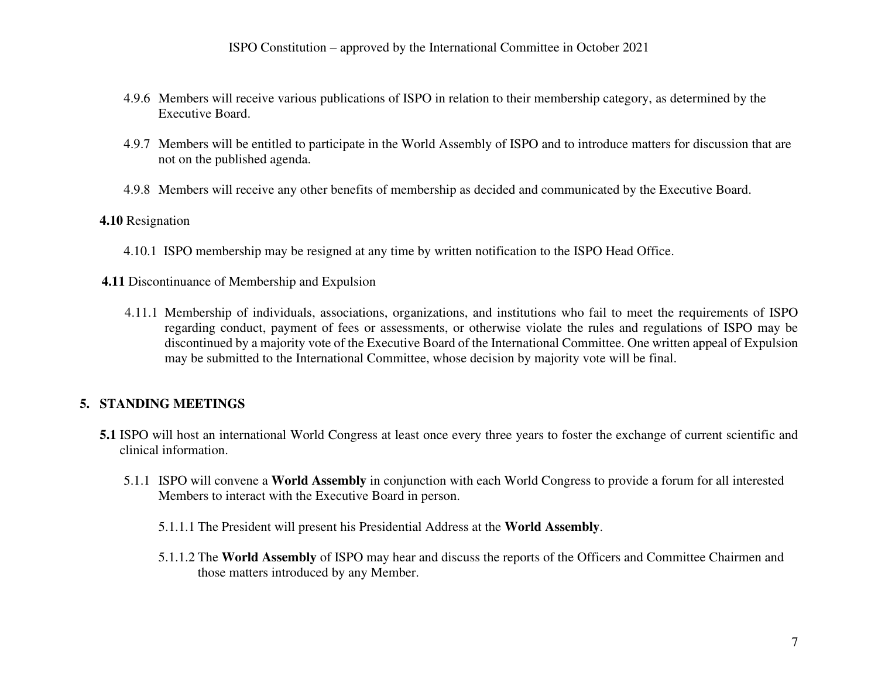4.9.6 Members will receive various publications of ISPO in relation to their membership category, as determined by the Executive Board.

4.9.7 Members will be entitled to participate in the World Assembly of ISPO and to introduce matters for discussion that are not on the published agenda.

4.9.8 Members will receive any other benefits of membership as decided and communicated by the Executive Board.

**4.10** Resignation

4.10.1 ISPO membership may be resigned at any time by written notification to the ISPO Head Office.

**4.11** Discontinuance of Membership and Expulsion

4.11.1 Membership of individuals, associations, organizations, and institutions who fail to meet the requirements of ISPO regarding conduct, payment of fees or assessments, or otherwise violate the rules and regulations of ISPO may be discontinued by a majority vote of the Executive Board of the International Committee. One written appeal of Expulsion may be submitted to the International Committee, whose decision by majority vote will be final.

## 5. STANDING MEETINGS

**5.1** ISPO will host an international World Congress at least once every three years to foster the exchange of current scientific and clinical information.

5.1.1 ISPO will convene a **World Assembly** in conjunction with each World Congress to provide a forum for all interested Members to interact with the Executive Board in person.

5.1.1.1 The President will present his Presidential Address at the **World Assembly**.

5.1.1.2 The **World Assembly** of ISPO may hear and discuss the reports of the Officers and Committee Chairmen and those matters introduced by any Member.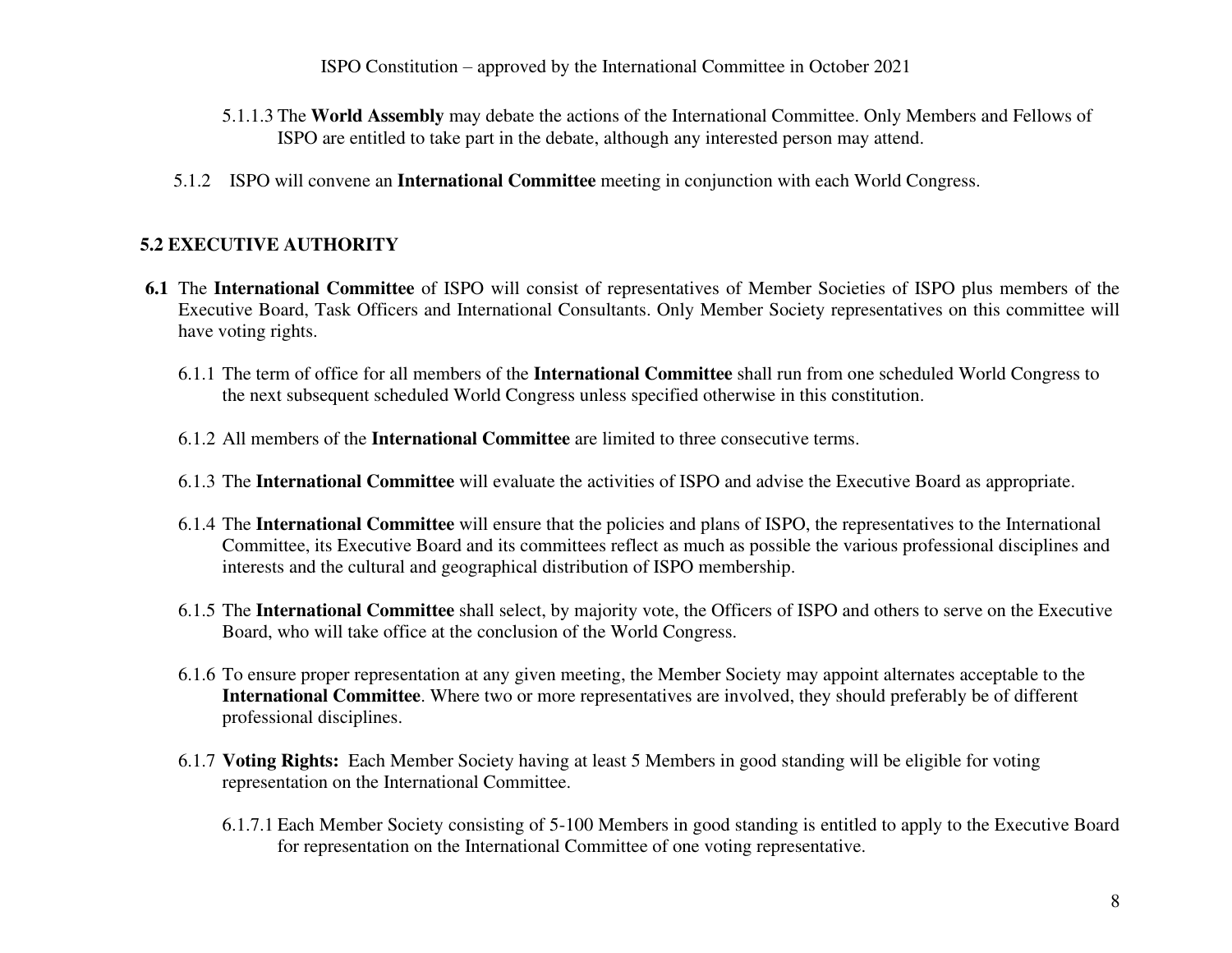5.1.1.3 The **World Assembly** may debate the actions of the International Committee. Only Members and Fellows of ISPO are entitled to take part in the debate, although any interested person may attend.

5.1.2 ISPO will convene an **International Committee** meeting in conjunction with each World Congress.

## 5.2 EXECUTIVE AUTHORITY

**6.1** The **International Committee** of ISPO will consist of representatives of Member Societies of ISPO plus members of the Executive Board, Task Officers and International Consultants. Only Member Society representatives on this committee will have voting rights.

6.1.1 The term of office for all members of the **International Committee** shall run from one scheduled World Congress to the next subsequent scheduled World Congress unless specified otherwise in this constitution.

6.1.2 All members of the **International Committee** are limited to three consecutive terms.

6.1.3 The **International Committee** will evaluate the activities of ISPO and advise the Executive Board as appropriate.

6.1.4 The **International Committee** will ensure that the policies and plans of ISPO, the representatives to the International Committee, its Executive Board and its committees reflect as much as possible the various professional disciplines and interests and the cultural and geographical distribution of ISPO membership.

6.1.5 The **International Committee** shall select, by majority vote, the Officers of ISPO and others to serve on the Executive Board, who will take office at the conclusion of the World Congress.

6.1.6 To ensure proper representation at any given meeting, the Member Society may appoint alternates acceptable to the **International Committee**. Where two or more representatives are involved, they should preferably be of different professional disciplines.

6.1.7 **Voting Rights:** Each Member Society having at least 5 Members in good standing will be eligible for voting representation on the International Committee.

6.1.7.1 Each Member Society consisting of 5-100 Members in good standing is entitled to apply to the Executive Board for representation on the International Committee of one voting representative.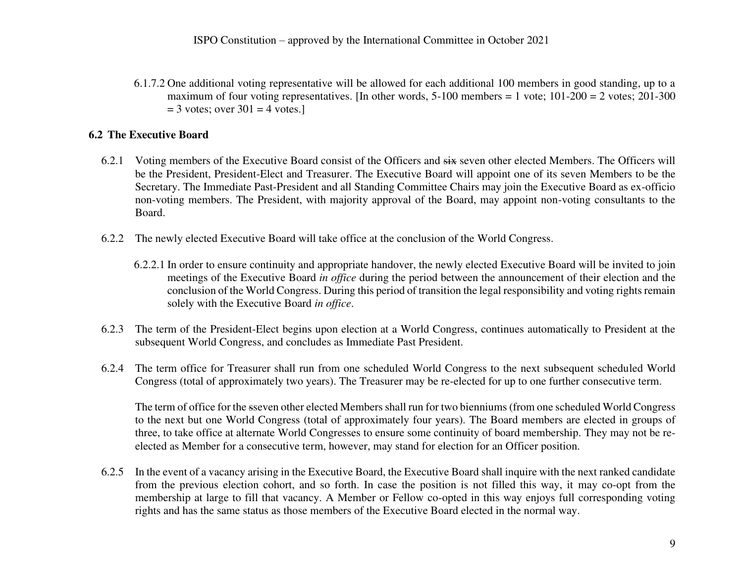6.1.7.2 One additional voting representative will be allowed for each additional 100 members in good standing, up to a maximum of four voting representatives. [In other words, 5-100 members = 1 vote; 101-200 = 2 votes; 201-300 = 3 votes; over 301 = 4 votes.]

### 6.2 The Executive Board

6.2.1 Voting members of the Executive Board consist of the Officers and ~~six~~ seven other elected Members. The Officers will be the President, President-Elect and Treasurer. The Executive Board will appoint one of its seven Members to be the Secretary. The Immediate Past-President and all Standing Committee Chairs may join the Executive Board as ex-officio non-voting members. The President, with majority approval of the Board, may appoint non-voting consultants to the Board.

6.2.2 The newly elected Executive Board will take office at the conclusion of the World Congress.

6.2.2.1 In order to ensure continuity and appropriate handover, the newly elected Executive Board will be invited to join meetings of the Executive Board *in office* during the period between the announcement of their election and the conclusion of the World Congress. During this period of transition the legal responsibility and voting rights remain solely with the Executive Board *in office*.

6.2.3 The term of the President-Elect begins upon election at a World Congress, continues automatically to President at the subsequent World Congress, and concludes as Immediate Past President.

6.2.4 The term office for Treasurer shall run from one scheduled World Congress to the next subsequent scheduled World Congress (total of approximately two years). The Treasurer may be re-elected for up to one further consecutive term.

The term of office for the ~~s~~seven other elected Members shall run for two bienniums (from one scheduled World Congress to the next but one World Congress (total of approximately four years). The Board members are elected in groups of three, to take office at alternate World Congresses to ensure some continuity of board membership. They may not be re-elected as Member for a consecutive term, however, may stand for election for an Officer position.

6.2.5 In the event of a vacancy arising in the Executive Board, the Executive Board shall inquire with the next ranked candidate from the previous election cohort, and so forth. In case the position is not filled this way, it may co-opt from the membership at large to fill that vacancy. A Member or Fellow co-opted in this way enjoys full corresponding voting rights and has the same status as those members of the Executive Board elected in the normal way.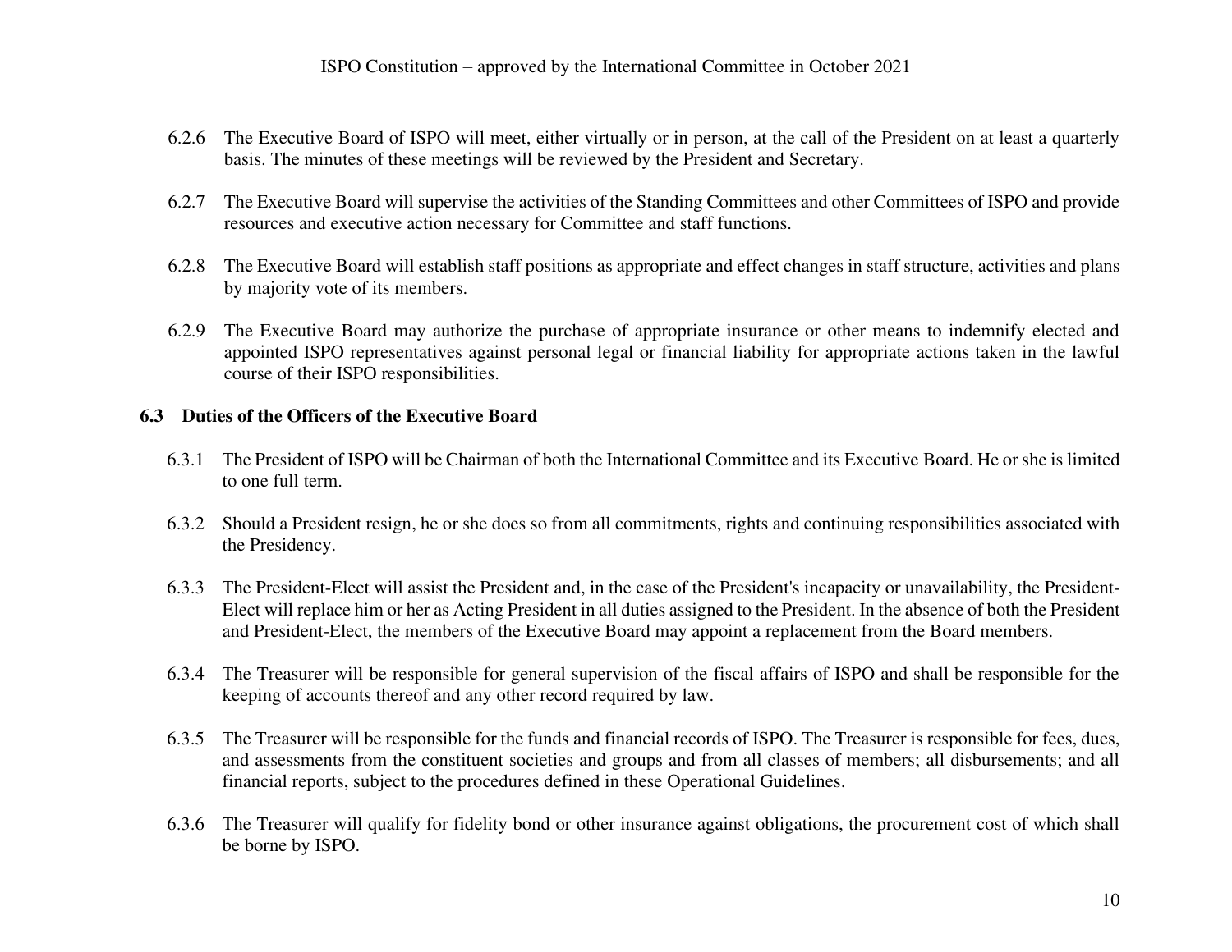6.2.6 The Executive Board of ISPO will meet, either virtually or in person, at the call of the President on at least a quarterly basis. The minutes of these meetings will be reviewed by the President and Secretary.

6.2.7 The Executive Board will supervise the activities of the Standing Committees and other Committees of ISPO and provide resources and executive action necessary for Committee and staff functions.

6.2.8 The Executive Board will establish staff positions as appropriate and effect changes in staff structure, activities and plans by majority vote of its members.

6.2.9 The Executive Board may authorize the purchase of appropriate insurance or other means to indemnify elected and appointed ISPO representatives against personal legal or financial liability for appropriate actions taken in the lawful course of their ISPO responsibilities.

### 6.3 Duties of the Officers of the Executive Board

6.3.1 The President of ISPO will be Chairman of both the International Committee and its Executive Board. He or she is limited to one full term.

6.3.2 Should a President resign, he or she does so from all commitments, rights and continuing responsibilities associated with the Presidency.

6.3.3 The President-Elect will assist the President and, in the case of the President's incapacity or unavailability, the President-Elect will replace him or her as Acting President in all duties assigned to the President. In the absence of both the President and President-Elect, the members of the Executive Board may appoint a replacement from the Board members.

6.3.4 The Treasurer will be responsible for general supervision of the fiscal affairs of ISPO and shall be responsible for the keeping of accounts thereof and any other record required by law.

6.3.5 The Treasurer will be responsible for the funds and financial records of ISPO. The Treasurer is responsible for fees, dues, and assessments from the constituent societies and groups and from all classes of members; all disbursements; and all financial reports, subject to the procedures defined in these Operational Guidelines.

6.3.6 The Treasurer will qualify for fidelity bond or other insurance against obligations, the procurement cost of which shall be borne by ISPO.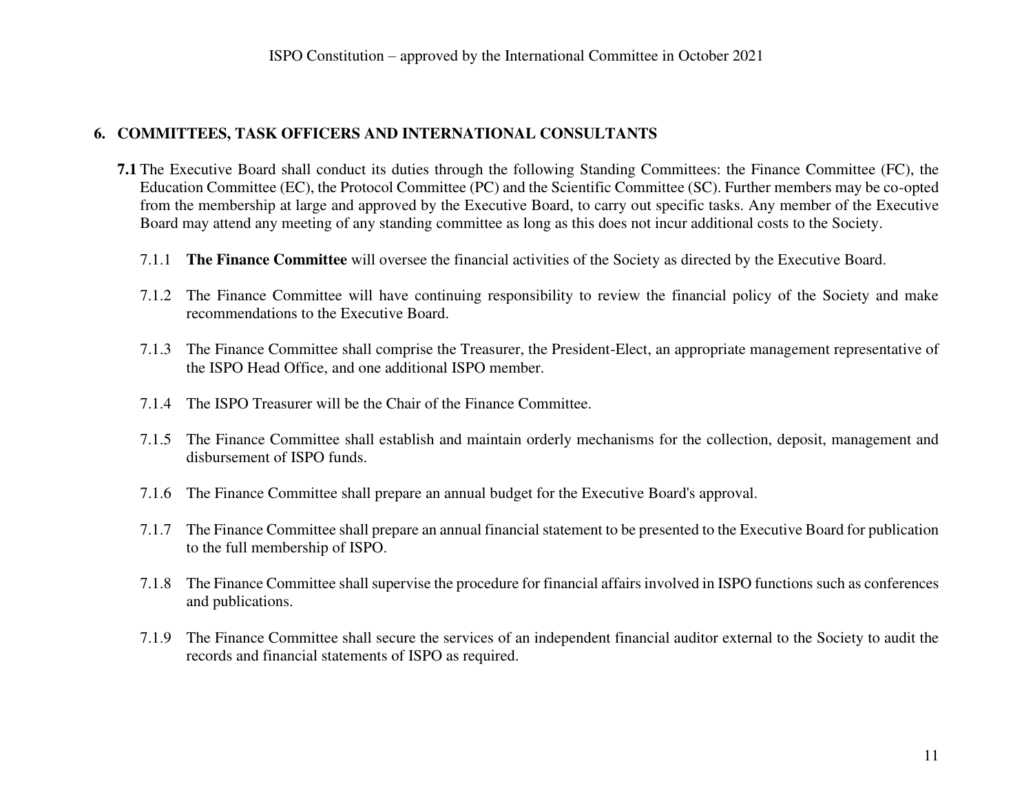## 6. COMMITTEES, TASK OFFICERS AND INTERNATIONAL CONSULTANTS

**7.1** The Executive Board shall conduct its duties through the following Standing Committees: the Finance Committee (FC), the Education Committee (EC), the Protocol Committee (PC) and the Scientific Committee (SC). Further members may be co-opted from the membership at large and approved by the Executive Board, to carry out specific tasks. Any member of the Executive Board may attend any meeting of any standing committee as long as this does not incur additional costs to the Society.

7.1.1 **The Finance Committee** will oversee the financial activities of the Society as directed by the Executive Board.

7.1.2 The Finance Committee will have continuing responsibility to review the financial policy of the Society and make recommendations to the Executive Board.

7.1.3 The Finance Committee shall comprise the Treasurer, the President-Elect, an appropriate management representative of the ISPO Head Office, and one additional ISPO member.

7.1.4 The ISPO Treasurer will be the Chair of the Finance Committee.

7.1.5 The Finance Committee shall establish and maintain orderly mechanisms for the collection, deposit, management and disbursement of ISPO funds.

7.1.6 The Finance Committee shall prepare an annual budget for the Executive Board's approval.

7.1.7 The Finance Committee shall prepare an annual financial statement to be presented to the Executive Board for publication to the full membership of ISPO.

7.1.8 The Finance Committee shall supervise the procedure for financial affairs involved in ISPO functions such as conferences and publications.

7.1.9 The Finance Committee shall secure the services of an independent financial auditor external to the Society to audit the records and financial statements of ISPO as required.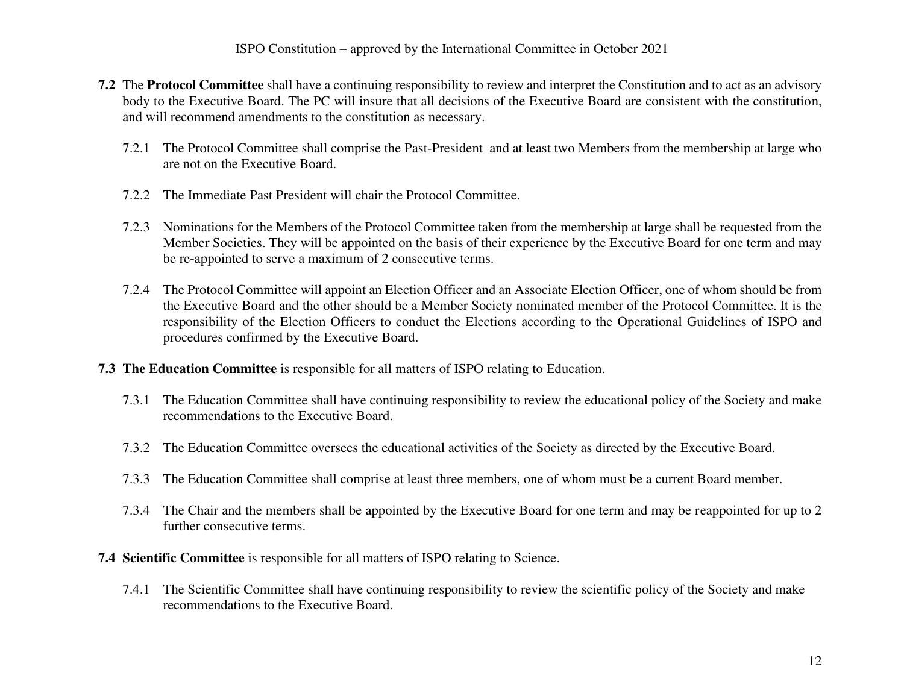**7.2** The **Protocol Committee** shall have a continuing responsibility to review and interpret the Constitution and to act as an advisory body to the Executive Board. The PC will insure that all decisions of the Executive Board are consistent with the constitution, and will recommend amendments to the constitution as necessary.

7.2.1 The Protocol Committee shall comprise the Past-President and at least two Members from the membership at large who are not on the Executive Board.

7.2.2 The Immediate Past President will chair the Protocol Committee.

7.2.3 Nominations for the Members of the Protocol Committee taken from the membership at large shall be requested from the Member Societies. They will be appointed on the basis of their experience by the Executive Board for one term and may be re-appointed to serve a maximum of 2 consecutive terms.

7.2.4 The Protocol Committee will appoint an Election Officer and an Associate Election Officer, one of whom should be from the Executive Board and the other should be a Member Society nominated member of the Protocol Committee. It is the responsibility of the Election Officers to conduct the Elections according to the Operational Guidelines of ISPO and procedures confirmed by the Executive Board.

**7.3 The Education Committee** is responsible for all matters of ISPO relating to Education.

7.3.1 The Education Committee shall have continuing responsibility to review the educational policy of the Society and make recommendations to the Executive Board.

7.3.2 The Education Committee oversees the educational activities of the Society as directed by the Executive Board.

7.3.3 The Education Committee shall comprise at least three members, one of whom must be a current Board member.

7.3.4 The Chair and the members shall be appointed by the Executive Board for one term and may be reappointed for up to 2 further consecutive terms.

**7.4 Scientific Committee** is responsible for all matters of ISPO relating to Science.

7.4.1 The Scientific Committee shall have continuing responsibility to review the scientific policy of the Society and make recommendations to the Executive Board.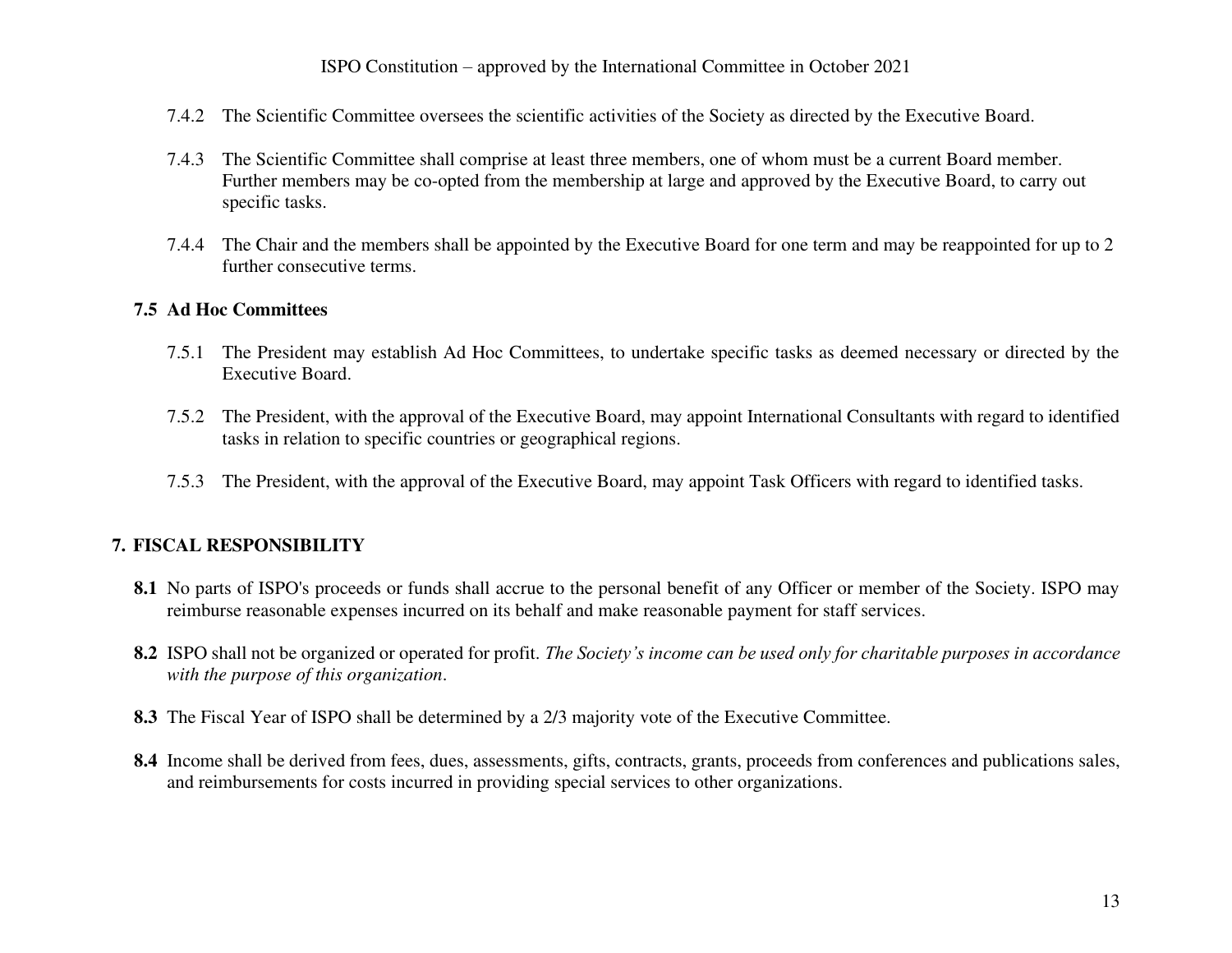7.4.2 The Scientific Committee oversees the scientific activities of the Society as directed by the Executive Board.

7.4.3 The Scientific Committee shall comprise at least three members, one of whom must be a current Board member. Further members may be co-opted from the membership at large and approved by the Executive Board, to carry out specific tasks.

7.4.4 The Chair and the members shall be appointed by the Executive Board for one term and may be reappointed for up to 2 further consecutive terms.

### 7.5 Ad Hoc Committees

7.5.1 The President may establish Ad Hoc Committees, to undertake specific tasks as deemed necessary or directed by the Executive Board.

7.5.2 The President, with the approval of the Executive Board, may appoint International Consultants with regard to identified tasks in relation to specific countries or geographical regions.

7.5.3 The President, with the approval of the Executive Board, may appoint Task Officers with regard to identified tasks.

## 7. FISCAL RESPONSIBILITY

**8.1** No parts of ISPO's proceeds or funds shall accrue to the personal benefit of any Officer or member of the Society. ISPO may reimburse reasonable expenses incurred on its behalf and make reasonable payment for staff services.

**8.2** ISPO shall not be organized or operated for profit. *The Society's income can be used only for charitable purposes in accordance with the purpose of this organization*.

**8.3** The Fiscal Year of ISPO shall be determined by a 2/3 majority vote of the Executive Committee.

**8.4** Income shall be derived from fees, dues, assessments, gifts, contracts, grants, proceeds from conferences and publications sales, and reimbursements for costs incurred in providing special services to other organizations.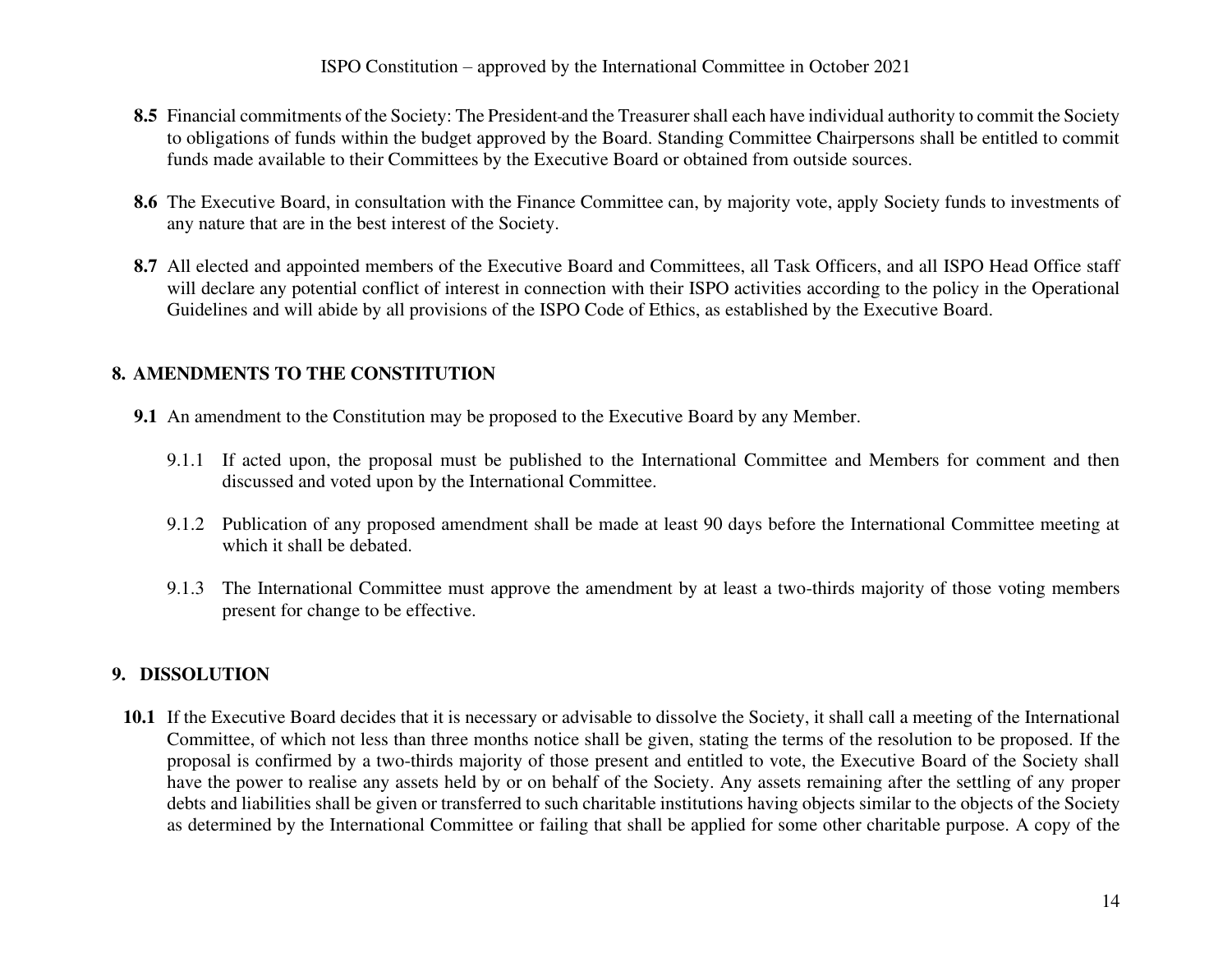**8.5** Financial commitments of the Society: The President and the Treasurer shall each have individual authority to commit the Society to obligations of funds within the budget approved by the Board. Standing Committee Chairpersons shall be entitled to commit funds made available to their Committees by the Executive Board or obtained from outside sources.

**8.6** The Executive Board, in consultation with the Finance Committee can, by majority vote, apply Society funds to investments of any nature that are in the best interest of the Society.

**8.7** All elected and appointed members of the Executive Board and Committees, all Task Officers, and all ISPO Head Office staff will declare any potential conflict of interest in connection with their ISPO activities according to the policy in the Operational Guidelines and will abide by all provisions of the ISPO Code of Ethics, as established by the Executive Board.

## 8. AMENDMENTS TO THE CONSTITUTION

**9.1** An amendment to the Constitution may be proposed to the Executive Board by any Member.

9.1.1 If acted upon, the proposal must be published to the International Committee and Members for comment and then discussed and voted upon by the International Committee.

9.1.2 Publication of any proposed amendment shall be made at least 90 days before the International Committee meeting at which it shall be debated.

9.1.3 The International Committee must approve the amendment by at least a two-thirds majority of those voting members present for change to be effective.

## 9. DISSOLUTION

**10.1** If the Executive Board decides that it is necessary or advisable to dissolve the Society, it shall call a meeting of the International Committee, of which not less than three months notice shall be given, stating the terms of the resolution to be proposed. If the proposal is confirmed by a two-thirds majority of those present and entitled to vote, the Executive Board of the Society shall have the power to realise any assets held by or on behalf of the Society. Any assets remaining after the settling of any proper debts and liabilities shall be given or transferred to such charitable institutions having objects similar to the objects of the Society as determined by the International Committee or failing that shall be applied for some other charitable purpose. A copy of the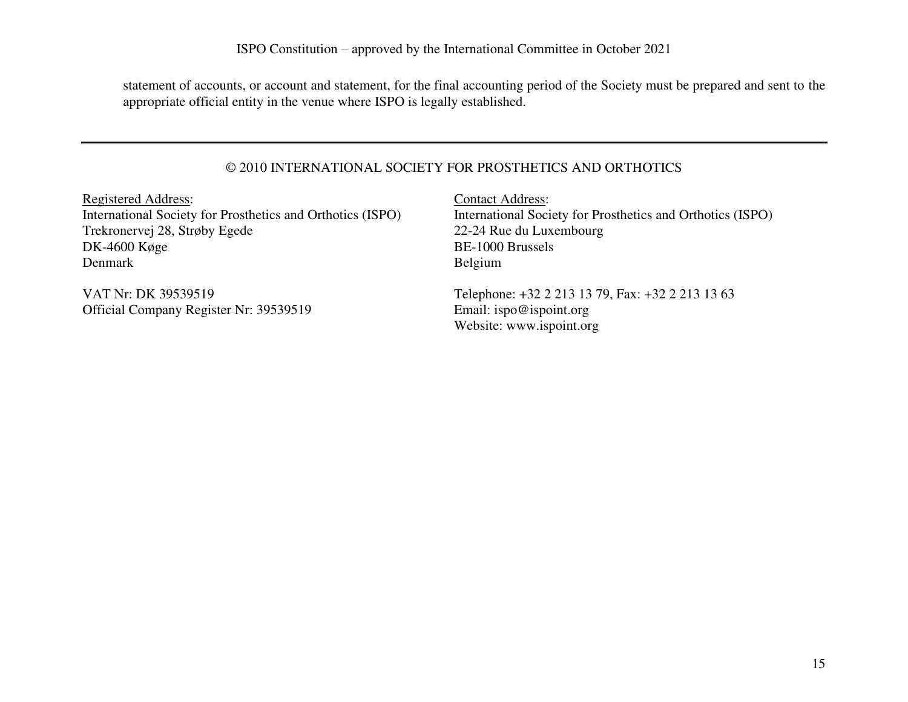statement of accounts, or account and statement, for the final accounting period of the Society must be prepared and sent to the appropriate official entity in the venue where ISPO is legally established.

---

© 2010 INTERNATIONAL SOCIETY FOR PROSTHETICS AND ORTHOTICS

Registered Address:
International Society for Prosthetics and Orthotics (ISPO)
Trekronervej 28, Strøby Egede
DK-4600 Køge
Denmark

VAT Nr: DK 39539519
Official Company Register Nr: 39539519

Contact Address:
International Society for Prosthetics and Orthotics (ISPO)
22-24 Rue du Luxembourg
BE-1000 Brussels
Belgium

Telephone: +32 2 213 13 79, Fax: +32 2 213 13 63
Email: ispo@ispoint.org
Website: www.ispoint.org